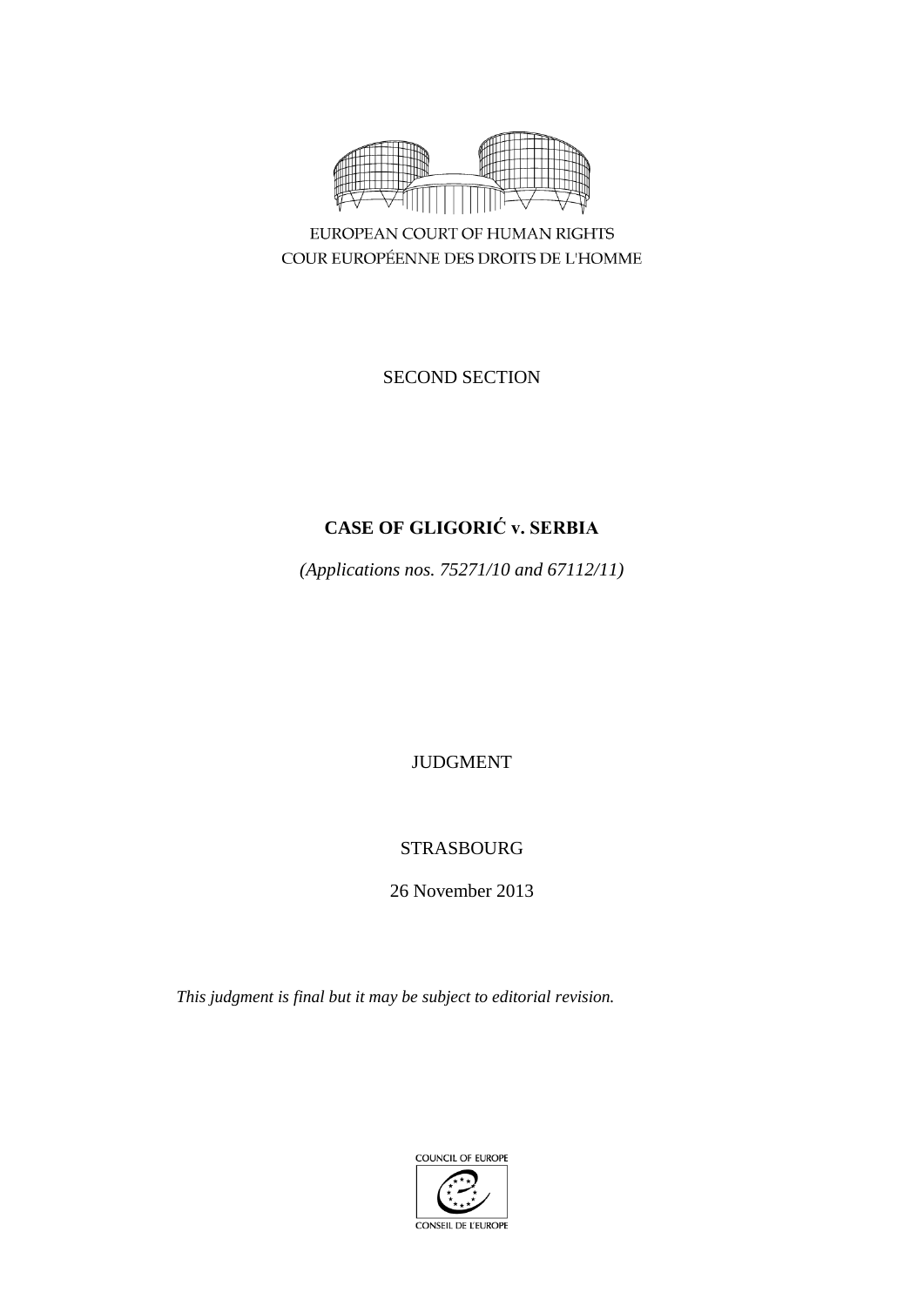EUROPEAN COURT OF HUMAN RIGHTS
COUR EUROPÉENNE DES DROITS DE L'HOMME

SECOND SECTION

# CASE OF GLIGORIĆ v. SERBIA

*(Applications nos. 75271/10 and 67112/11)*

JUDGMENT

STRASBOURG

26 November 2013

*This judgment is final but it may be subject to editorial revision.*

COUNCIL OF EUROPE
CONSEIL DE L'EUROPE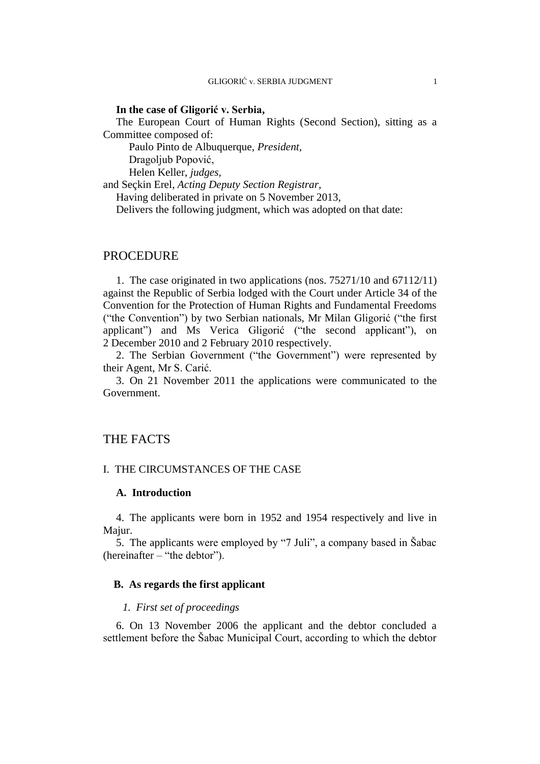**In the case of Gligorić v. Serbia,**

The European Court of Human Rights (Second Section), sitting as a Committee composed of:

Paulo Pinto de Albuquerque, *President,*
Dragoljub Popović,
Helen Keller, *judges,*
and Seçkin Erel, *Acting Deputy Section Registrar,*

Having deliberated in private on 5 November 2013,

Delivers the following judgment, which was adopted on that date:

# PROCEDURE

1. The case originated in two applications (nos. 75271/10 and 67112/11) against the Republic of Serbia lodged with the Court under Article 34 of the Convention for the Protection of Human Rights and Fundamental Freedoms ("the Convention") by two Serbian nationals, Mr Milan Gligorić ("the first applicant") and Ms Verica Gligorić ("the second applicant"), on 2 December 2010 and 2 February 2010 respectively.

2. The Serbian Government ("the Government") were represented by their Agent, Mr S. Carić.

3. On 21 November 2011 the applications were communicated to the Government.

# THE FACTS

## I. THE CIRCUMSTANCES OF THE CASE

### A. Introduction

4. The applicants were born in 1952 and 1954 respectively and live in Majur.

5. The applicants were employed by "7 Juli", a company based in Šabac (hereinafter – "the debtor").

### B. As regards the first applicant

#### *1. First set of proceedings*

6. On 13 November 2006 the applicant and the debtor concluded a settlement before the Šabac Municipal Court, according to which the debtor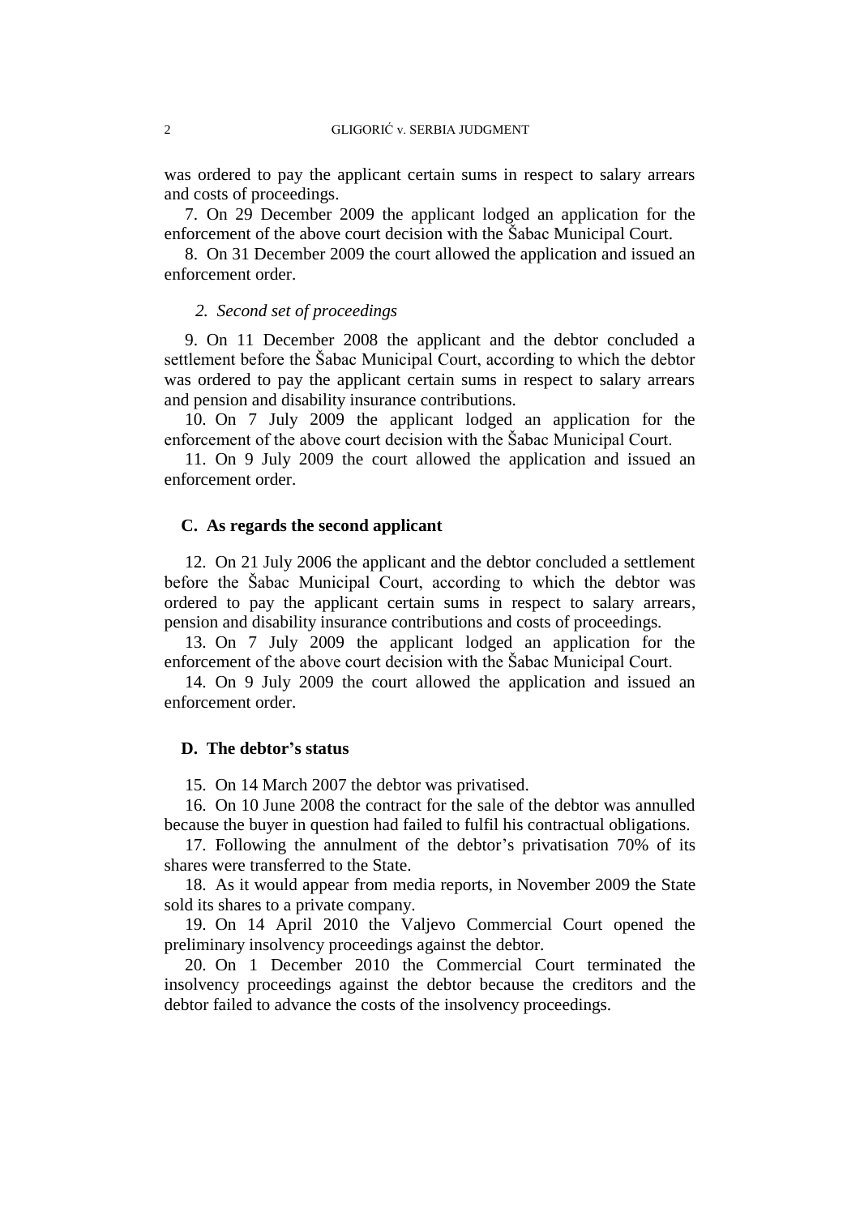was ordered to pay the applicant certain sums in respect to salary arrears and costs of proceedings.

7. On 29 December 2009 the applicant lodged an application for the enforcement of the above court decision with the Šabac Municipal Court.

8. On 31 December 2009 the court allowed the application and issued an enforcement order.

*2. Second set of proceedings*

9. On 11 December 2008 the applicant and the debtor concluded a settlement before the Šabac Municipal Court, according to which the debtor was ordered to pay the applicant certain sums in respect to salary arrears and pension and disability insurance contributions.

10. On 7 July 2009 the applicant lodged an application for the enforcement of the above court decision with the Šabac Municipal Court.

11. On 9 July 2009 the court allowed the application and issued an enforcement order.

### C. As regards the second applicant

12. On 21 July 2006 the applicant and the debtor concluded a settlement before the Šabac Municipal Court, according to which the debtor was ordered to pay the applicant certain sums in respect to salary arrears, pension and disability insurance contributions and costs of proceedings.

13. On 7 July 2009 the applicant lodged an application for the enforcement of the above court decision with the Šabac Municipal Court.

14. On 9 July 2009 the court allowed the application and issued an enforcement order.

### D. The debtor's status

15. On 14 March 2007 the debtor was privatised.

16. On 10 June 2008 the contract for the sale of the debtor was annulled because the buyer in question had failed to fulfil his contractual obligations.

17. Following the annulment of the debtor's privatisation 70% of its shares were transferred to the State.

18. As it would appear from media reports, in November 2009 the State sold its shares to a private company.

19. On 14 April 2010 the Valjevo Commercial Court opened the preliminary insolvency proceedings against the debtor.

20. On 1 December 2010 the Commercial Court terminated the insolvency proceedings against the debtor because the creditors and the debtor failed to advance the costs of the insolvency proceedings.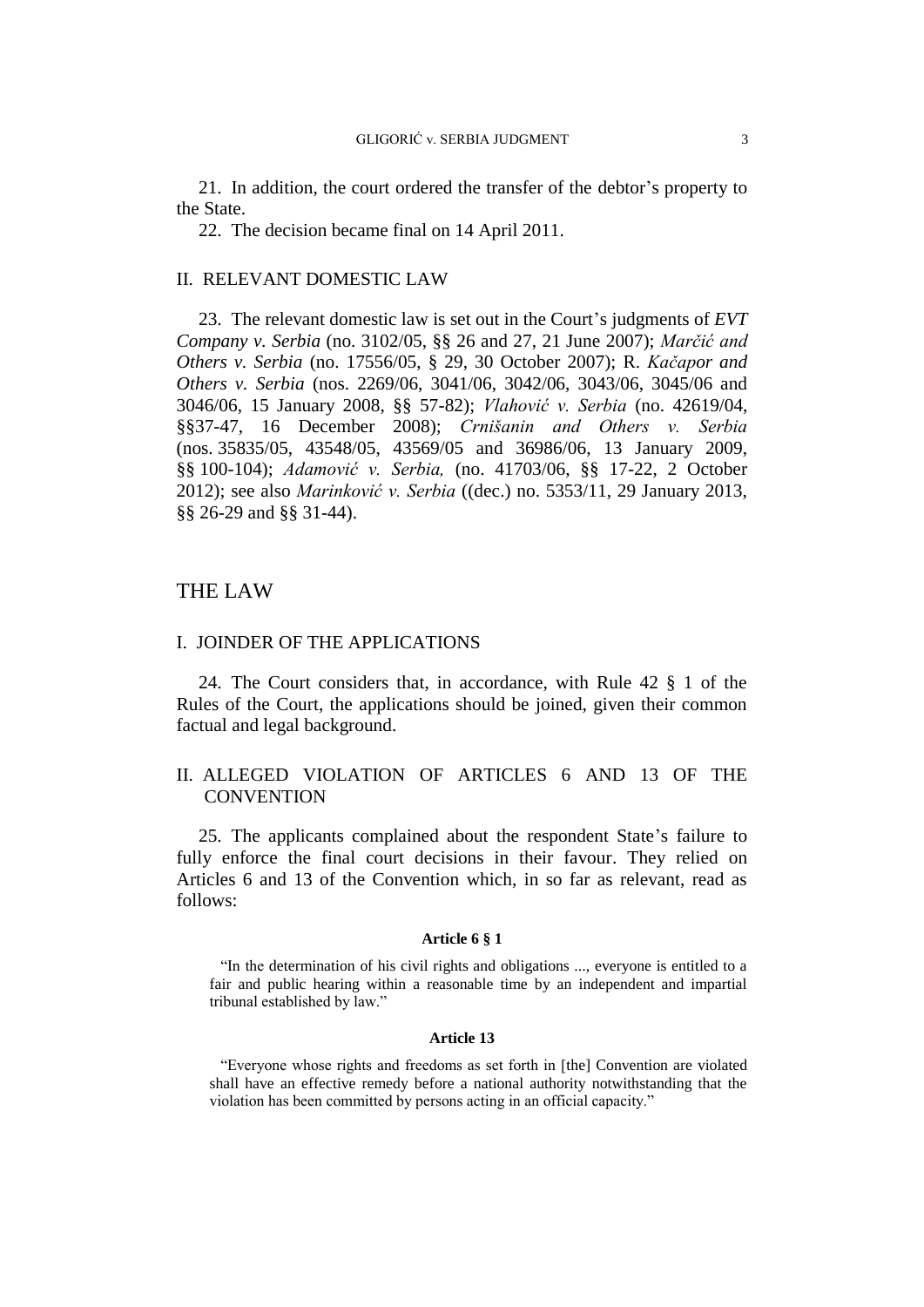21. In addition, the court ordered the transfer of the debtor's property to the State.

22. The decision became final on 14 April 2011.

## II. RELEVANT DOMESTIC LAW

23. The relevant domestic law is set out in the Court's judgments of *EVT Company v. Serbia* (no. 3102/05, §§ 26 and 27, 21 June 2007); *Marčić and Others v. Serbia* (no. 17556/05, § 29, 30 October 2007); R. *Kačapor and Others v. Serbia* (nos. 2269/06, 3041/06, 3042/06, 3043/06, 3045/06 and 3046/06, 15 January 2008, §§ 57-82); *Vlahović v. Serbia* (no. 42619/04, §§37-47, 16 December 2008); *Crnišanin and Others v. Serbia* (nos. 35835/05, 43548/05, 43569/05 and 36986/06, 13 January 2009, §§ 100-104); *Adamović v. Serbia,* (no. 41703/06, §§ 17-22, 2 October 2012); see also *Marinković v. Serbia* ((dec.) no. 5353/11, 29 January 2013, §§ 26-29 and §§ 31-44).

# THE LAW

## I. JOINDER OF THE APPLICATIONS

24. The Court considers that, in accordance, with Rule 42 § 1 of the Rules of the Court, the applications should be joined, given their common factual and legal background.

## II. ALLEGED VIOLATION OF ARTICLES 6 AND 13 OF THE CONVENTION

25. The applicants complained about the respondent State's failure to fully enforce the final court decisions in their favour. They relied on Articles 6 and 13 of the Convention which, in so far as relevant, read as follows:

**Article 6 § 1**

"In the determination of his civil rights and obligations ..., everyone is entitled to a fair and public hearing within a reasonable time by an independent and impartial tribunal established by law."

**Article 13**

"Everyone whose rights and freedoms as set forth in [the] Convention are violated shall have an effective remedy before a national authority notwithstanding that the violation has been committed by persons acting in an official capacity."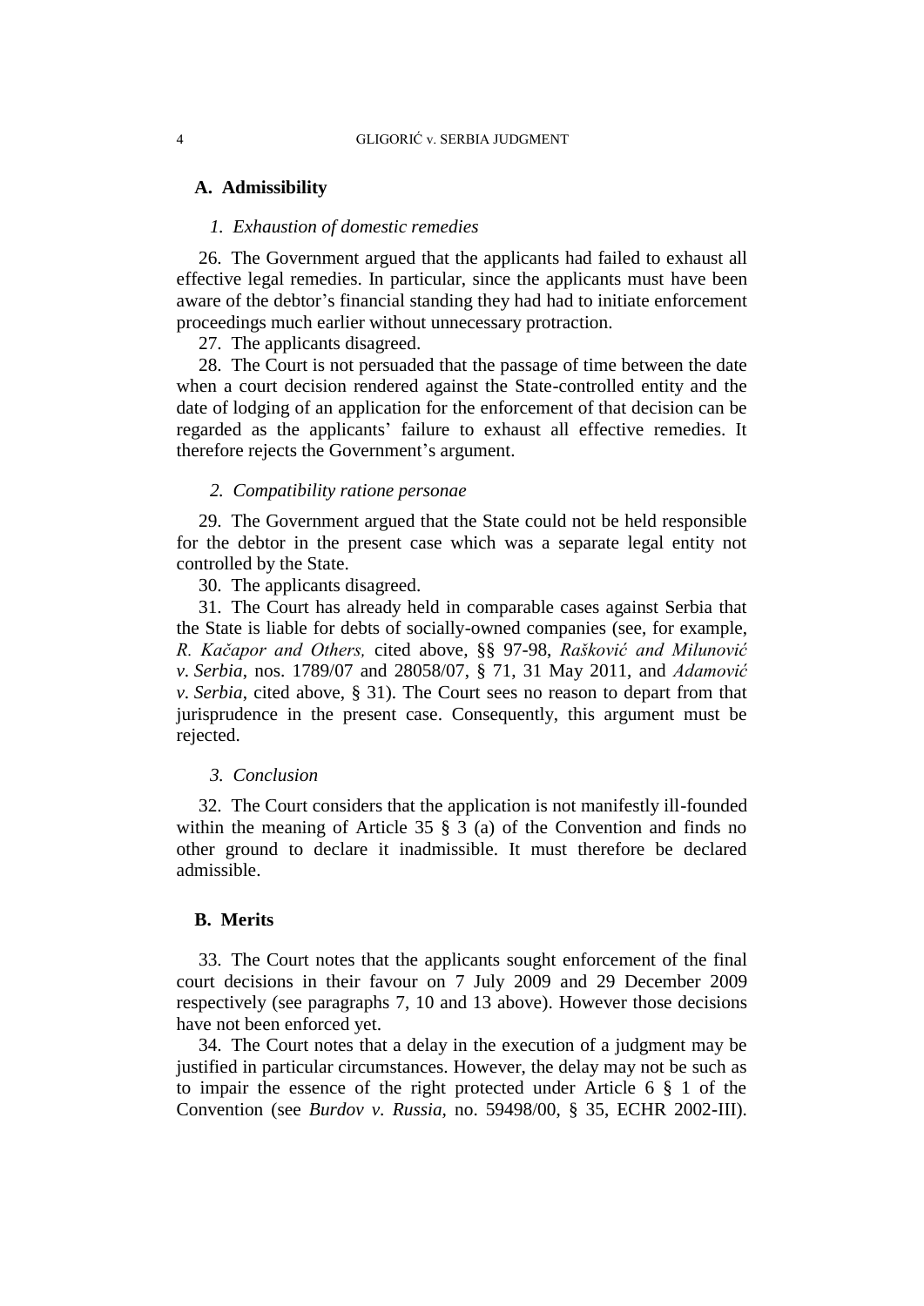### A. Admissibility

#### *1. Exhaustion of domestic remedies*

26. The Government argued that the applicants had failed to exhaust all effective legal remedies. In particular, since the applicants must have been aware of the debtor's financial standing they had had to initiate enforcement proceedings much earlier without unnecessary protraction.

27. The applicants disagreed.

28. The Court is not persuaded that the passage of time between the date when a court decision rendered against the State-controlled entity and the date of lodging of an application for the enforcement of that decision can be regarded as the applicants' failure to exhaust all effective remedies. It therefore rejects the Government's argument.

#### *2. Compatibility ratione personae*

29. The Government argued that the State could not be held responsible for the debtor in the present case which was a separate legal entity not controlled by the State.

30. The applicants disagreed.

31. The Court has already held in comparable cases against Serbia that the State is liable for debts of socially-owned companies (see, for example, *R. Kačapor and Others,* cited above, §§ 97-98, *Rašković and Milunović v. Serbia*, nos. 1789/07 and 28058/07, § 71, 31 May 2011, and *Adamović v. Serbia*, cited above, § 31). The Court sees no reason to depart from that jurisprudence in the present case. Consequently, this argument must be rejected.

#### *3. Conclusion*

32. The Court considers that the application is not manifestly ill-founded within the meaning of Article 35 § 3 (a) of the Convention and finds no other ground to declare it inadmissible. It must therefore be declared admissible.

### B. Merits

33. The Court notes that the applicants sought enforcement of the final court decisions in their favour on 7 July 2009 and 29 December 2009 respectively (see paragraphs 7, 10 and 13 above). However those decisions have not been enforced yet.

34. The Court notes that a delay in the execution of a judgment may be justified in particular circumstances. However, the delay may not be such as to impair the essence of the right protected under Article 6 § 1 of the Convention (see *Burdov v. Russia*, no. 59498/00, § 35, ECHR 2002-III).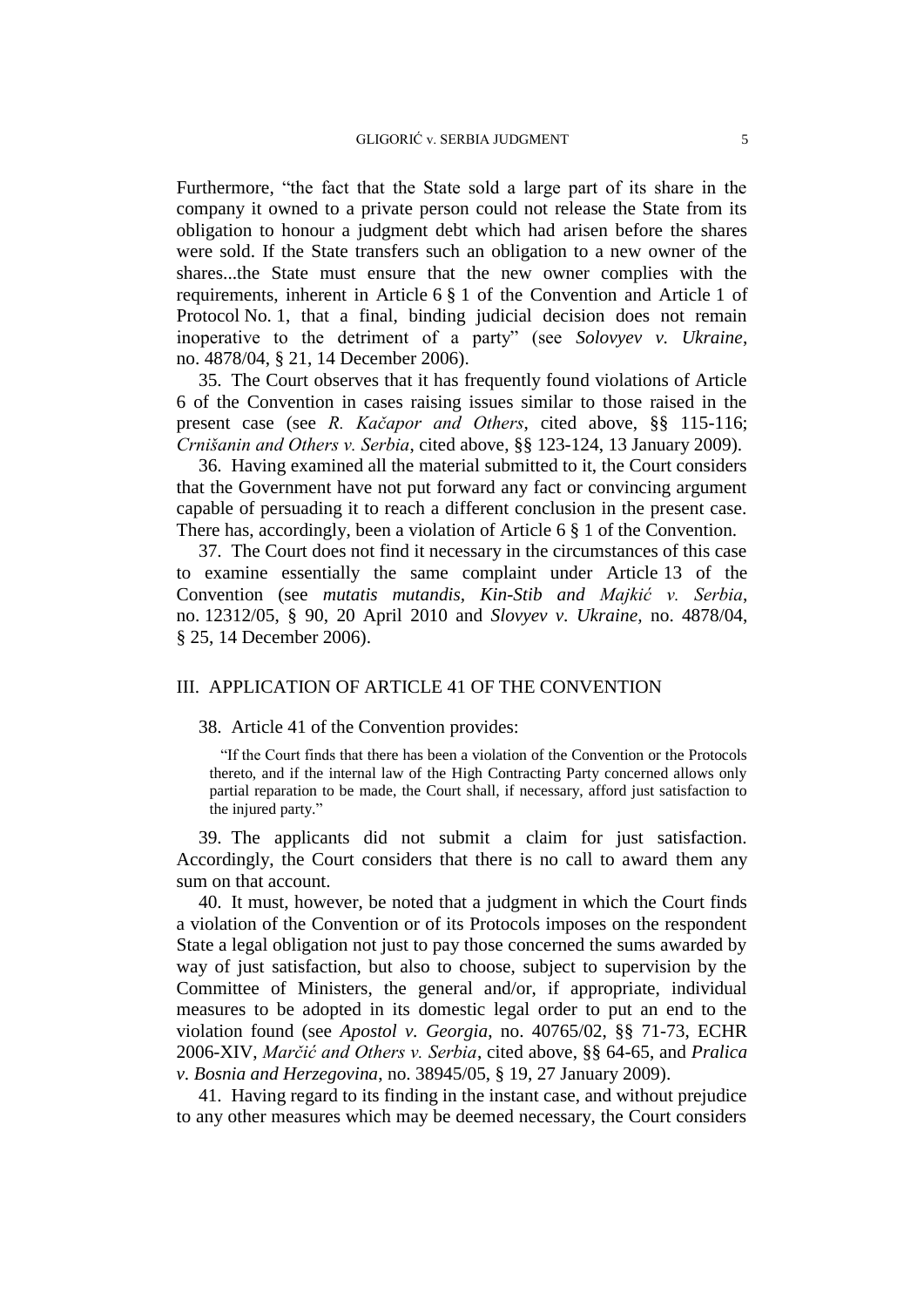Furthermore, "the fact that the State sold a large part of its share in the company it owned to a private person could not release the State from its obligation to honour a judgment debt which had arisen before the shares were sold. If the State transfers such an obligation to a new owner of the shares...the State must ensure that the new owner complies with the requirements, inherent in Article 6 § 1 of the Convention and Article 1 of Protocol No. 1, that a final, binding judicial decision does not remain inoperative to the detriment of a party" (see *Solovyev v. Ukraine*, no. 4878/04, § 21, 14 December 2006).

35. The Court observes that it has frequently found violations of Article 6 of the Convention in cases raising issues similar to those raised in the present case (see *R. Kačapor and Others*, cited above, §§ 115-116; *Crnišanin and Others v. Serbia*, cited above, §§ 123-124, 13 January 2009).

36. Having examined all the material submitted to it, the Court considers that the Government have not put forward any fact or convincing argument capable of persuading it to reach a different conclusion in the present case. There has, accordingly, been a violation of Article 6 § 1 of the Convention.

37. The Court does not find it necessary in the circumstances of this case to examine essentially the same complaint under Article 13 of the Convention (see *mutatis mutandis*, *Kin-Stib and Majkić v. Serbia*, no. 12312/05, § 90, 20 April 2010 and *Slovyev v. Ukraine*, no. 4878/04, § 25, 14 December 2006).

## III. APPLICATION OF ARTICLE 41 OF THE CONVENTION

38. Article 41 of the Convention provides:

> "If the Court finds that there has been a violation of the Convention or the Protocols thereto, and if the internal law of the High Contracting Party concerned allows only partial reparation to be made, the Court shall, if necessary, afford just satisfaction to the injured party."

39. The applicants did not submit a claim for just satisfaction. Accordingly, the Court considers that there is no call to award them any sum on that account.

40. It must, however, be noted that a judgment in which the Court finds a violation of the Convention or of its Protocols imposes on the respondent State a legal obligation not just to pay those concerned the sums awarded by way of just satisfaction, but also to choose, subject to supervision by the Committee of Ministers, the general and/or, if appropriate, individual measures to be adopted in its domestic legal order to put an end to the violation found (see *Apostol v. Georgia*, no. 40765/02, §§ 71-73, ECHR 2006-XIV, *Marčić and Others v. Serbia*, cited above, §§ 64-65, and *Pralica v. Bosnia and Herzegovina*, no. 38945/05, § 19, 27 January 2009).

41. Having regard to its finding in the instant case, and without prejudice to any other measures which may be deemed necessary, the Court considers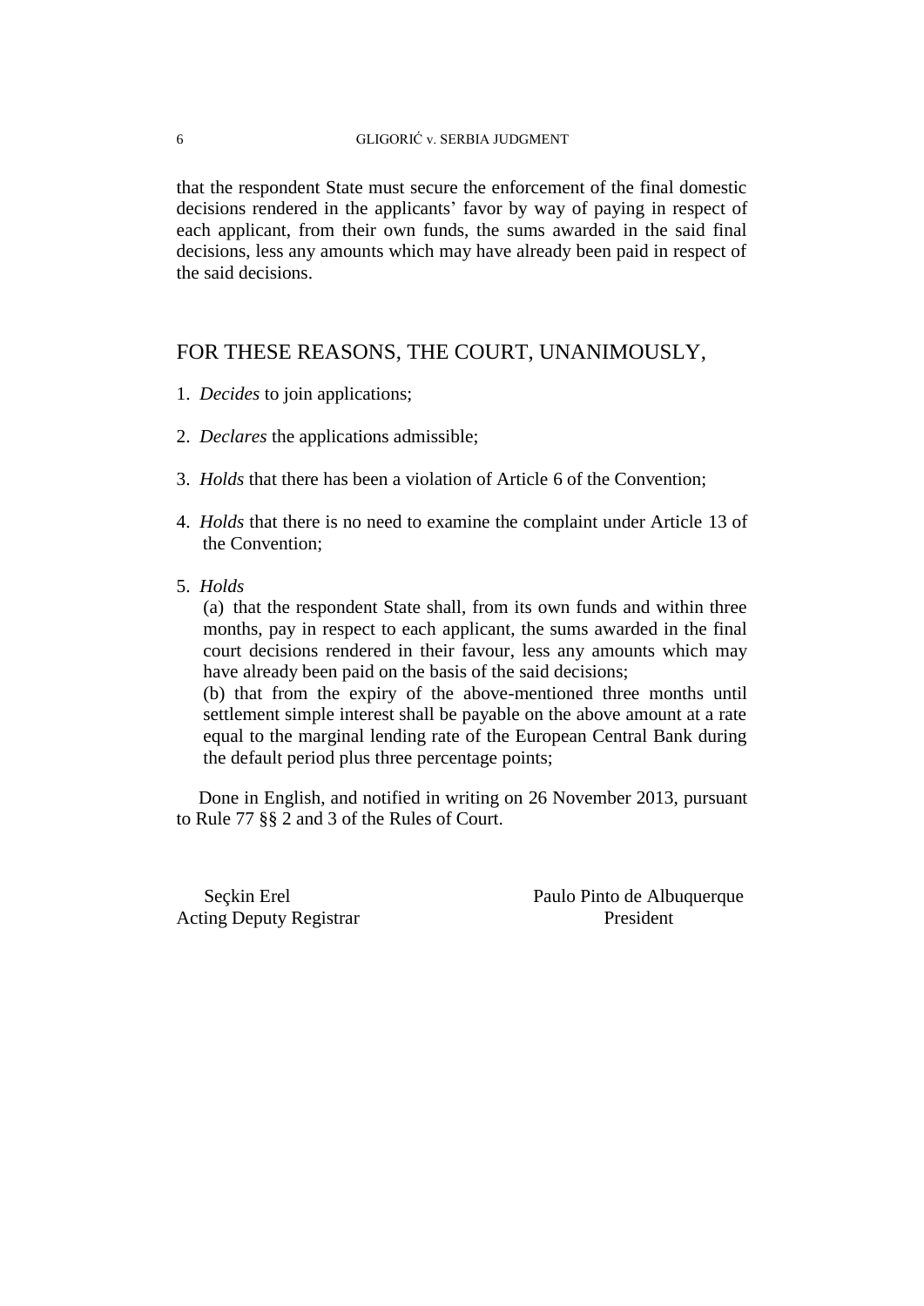that the respondent State must secure the enforcement of the final domestic decisions rendered in the applicants' favor by way of paying in respect of each applicant, from their own funds, the sums awarded in the said final decisions, less any amounts which may have already been paid in respect of the said decisions.

## FOR THESE REASONS, THE COURT, UNANIMOUSLY,

1. *Decides* to join applications;

2. *Declares* the applications admissible;

3. *Holds* that there has been a violation of Article 6 of the Convention;

4. *Holds* that there is no need to examine the complaint under Article 13 of the Convention;

5. *Holds*

   (a) that the respondent State shall, from its own funds and within three months, pay in respect to each applicant, the sums awarded in the final court decisions rendered in their favour, less any amounts which may have already been paid on the basis of the said decisions;

   (b) that from the expiry of the above-mentioned three months until settlement simple interest shall be payable on the above amount at a rate equal to the marginal lending rate of the European Central Bank during the default period plus three percentage points;

Done in English, and notified in writing on 26 November 2013, pursuant to Rule 77 §§ 2 and 3 of the Rules of Court.

| | |
|---|---|
| Seçkin Erel | Paulo Pinto de Albuquerque |
| Acting Deputy Registrar | President |